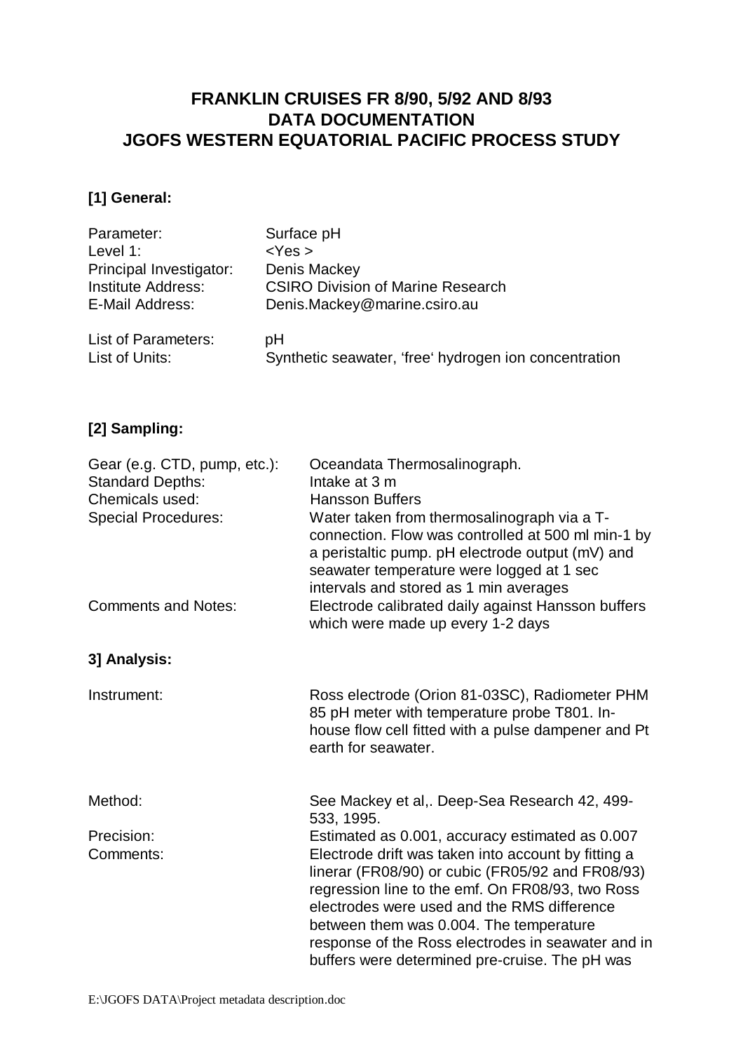# FRANKLIN CRUISES FR 8/90, 5/92 AND 8/93
# DATA DOCUMENTATION
# JGOFS WESTERN EQUATORIAL PACIFIC PROCESS STUDY

## [1] General:

| | |
|---|---|
| Parameter: | Surface pH |
| Level 1: | <Yes > |
| Principal Investigator: | Denis Mackey |
| Institute Address: | CSIRO Division of Marine Research |
| E-Mail Address: | Denis.Mackey@marine.csiro.au |
| List of Parameters: | pH |
| List of Units: | Synthetic seawater, 'free' hydrogen ion concentration |

## [2] Sampling:

| | |
|---|---|
| Gear (e.g. CTD, pump, etc.): | Oceandata Thermosalinograph. |
| Standard Depths: | Intake at 3 m |
| Chemicals used: | Hansson Buffers |
| Special Procedures: | Water taken from thermosalinograph via a T-connection. Flow was controlled at 500 ml min-1 by a peristaltic pump. pH electrode output (mV) and seawater temperature were logged at 1 sec intervals and stored as 1 min averages |
| Comments and Notes: | Electrode calibrated daily against Hansson buffers which were made up every 1-2 days |

## 3] Analysis:

| | |
|---|---|
| Instrument: | Ross electrode (Orion 81-03SC), Radiometer PHM 85 pH meter with temperature probe T801. In-house flow cell fitted with a pulse dampener and Pt earth for seawater. |
| Method: | See Mackey et al,. Deep-Sea Research 42, 499-533, 1995. |
| Precision: | Estimated as 0.001, accuracy estimated as 0.007 |
| Comments: | Electrode drift was taken into account by fitting a linerar (FR08/90) or cubic (FR05/92 and FR08/93) regression line to the emf. On FR08/93, two Ross electrodes were used and the RMS difference between them was 0.004. The temperature response of the Ross electrodes in seawater and in buffers were determined pre-cruise. The pH was |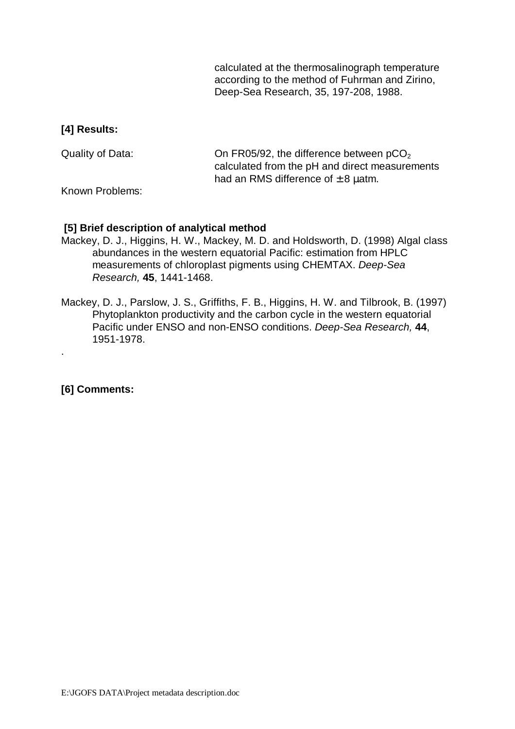calculated at the thermosalinograph temperature according to the method of Fuhrman and Zirino, Deep-Sea Research, 35, 197-208, 1988.

**[4] Results:**

Quality of Data: On FR05/92, the difference between $pCO_2$ calculated from the pH and direct measurements had an RMS difference of ± 8 µatm.

Known Problems:

**[5] Brief description of analytical method**

Mackey, D. J., Higgins, H. W., Mackey, M. D. and Holdsworth, D. (1998) Algal class abundances in the western equatorial Pacific: estimation from HPLC measurements of chloroplast pigments using CHEMTAX. *Deep-Sea Research,* **45**, 1441-1468.

Mackey, D. J., Parslow, J. S., Griffiths, F. B., Higgins, H. W. and Tilbrook, B. (1997) Phytoplankton productivity and the carbon cycle in the western equatorial Pacific under ENSO and non-ENSO conditions. *Deep-Sea Research,* **44**, 1951-1978.

.

**[6] Comments:**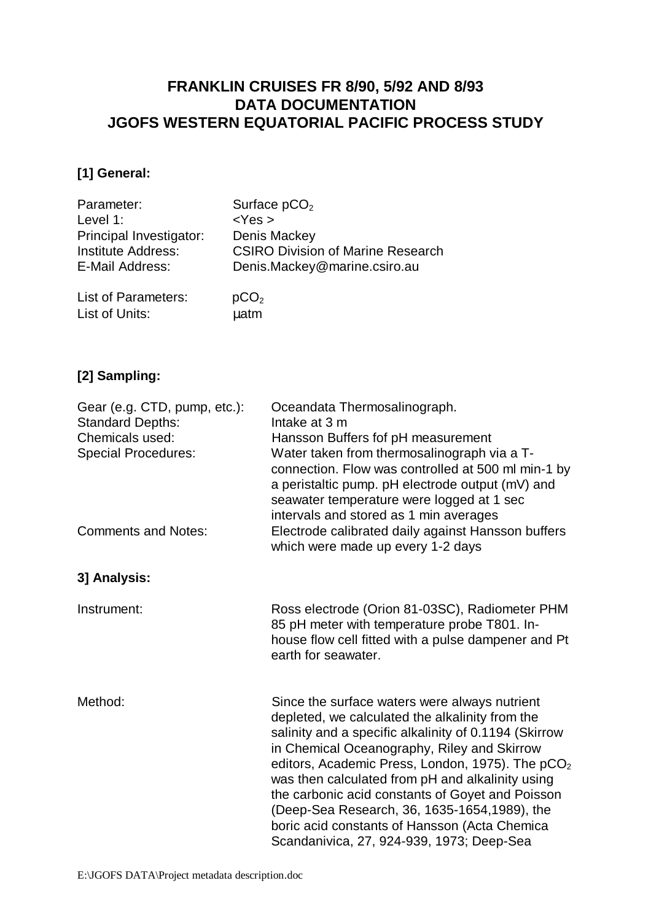# FRANKLIN CRUISES FR 8/90, 5/92 AND 8/93
# DATA DOCUMENTATION
# JGOFS WESTERN EQUATORIAL PACIFIC PROCESS STUDY

## [1] General:

| | |
|---|---|
| Parameter: | Surface $pCO_2$ |
| Level 1: | <Yes > |
| Principal Investigator: | Denis Mackey |
| Institute Address: | CSIRO Division of Marine Research |
| E-Mail Address: | Denis.Mackey@marine.csiro.au |
| List of Parameters: | $pCO_2$ |
| List of Units: | µatm |

## [2] Sampling:

| | |
|---|---|
| Gear (e.g. CTD, pump, etc.): | Oceandata Thermosalinograph. |
| Standard Depths: | Intake at 3 m |
| Chemicals used: | Hansson Buffers fof pH measurement |
| Special Procedures: | Water taken from thermosalinograph via a T-connection. Flow was controlled at 500 ml min-1 by a peristaltic pump. pH electrode output (mV) and seawater temperature were logged at 1 sec intervals and stored as 1 min averages |
| Comments and Notes: | Electrode calibrated daily against Hansson buffers which were made up every 1-2 days |

## 3] Analysis:

| | |
|---|---|
| Instrument: | Ross electrode (Orion 81-03SC), Radiometer PHM 85 pH meter with temperature probe T801. In-house flow cell fitted with a pulse dampener and Pt earth for seawater. |
| Method: | Since the surface waters were always nutrient depleted, we calculated the alkalinity from the salinity and a specific alkalinity of 0.1194 (Skirrow in Chemical Oceanography, Riley and Skirrow editors, Academic Press, London, 1975). The $pCO_2$ was then calculated from pH and alkalinity using the carbonic acid constants of Goyet and Poisson (Deep-Sea Research, 36, 1635-1654,1989), the boric acid constants of Hansson (Acta Chemica Scandanivica, 27, 924-939, 1973; Deep-Sea |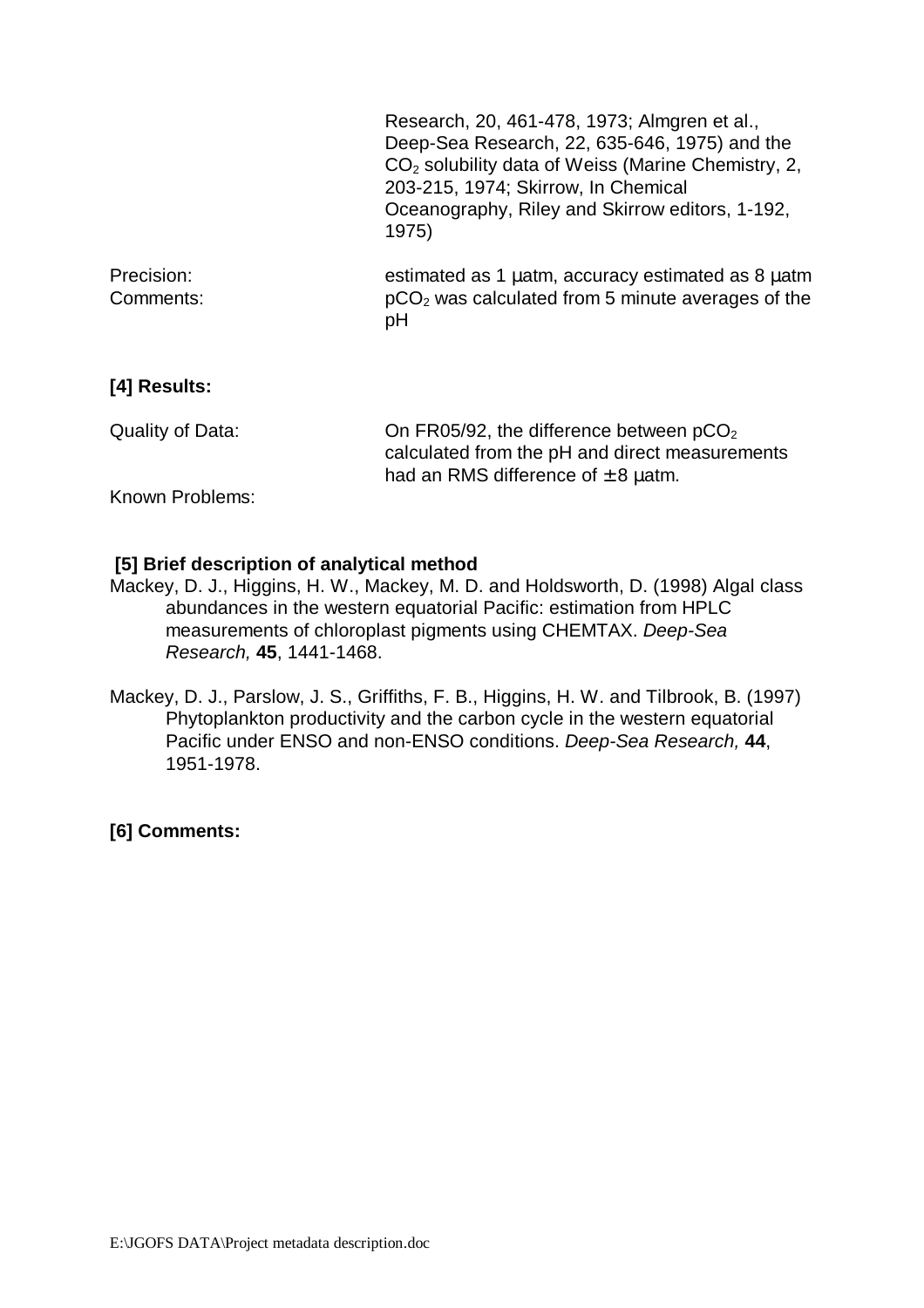Research, 20, 461-478, 1973; Almgren et al., Deep-Sea Research, 22, 635-646, 1975) and the $CO_2$ solubility data of Weiss (Marine Chemistry, 2, 203-215, 1974; Skirrow, In Chemical Oceanography, Riley and Skirrow editors, 1-192, 1975)

Precision: estimated as 1 µatm, accuracy estimated as 8 µatm

Comments: $pCO_2$ was calculated from 5 minute averages of the pH

**[4] Results:**

Quality of Data: On FR05/92, the difference between $pCO_2$ calculated from the pH and direct measurements had an RMS difference of ± 8 µatm.

Known Problems:

**[5] Brief description of analytical method**

Mackey, D. J., Higgins, H. W., Mackey, M. D. and Holdsworth, D. (1998) Algal class abundances in the western equatorial Pacific: estimation from HPLC measurements of chloroplast pigments using CHEMTAX. *Deep-Sea Research,* **45**, 1441-1468.

Mackey, D. J., Parslow, J. S., Griffiths, F. B., Higgins, H. W. and Tilbrook, B. (1997) Phytoplankton productivity and the carbon cycle in the western equatorial Pacific under ENSO and non-ENSO conditions. *Deep-Sea Research,* **44**, 1951-1978.

**[6] Comments:**